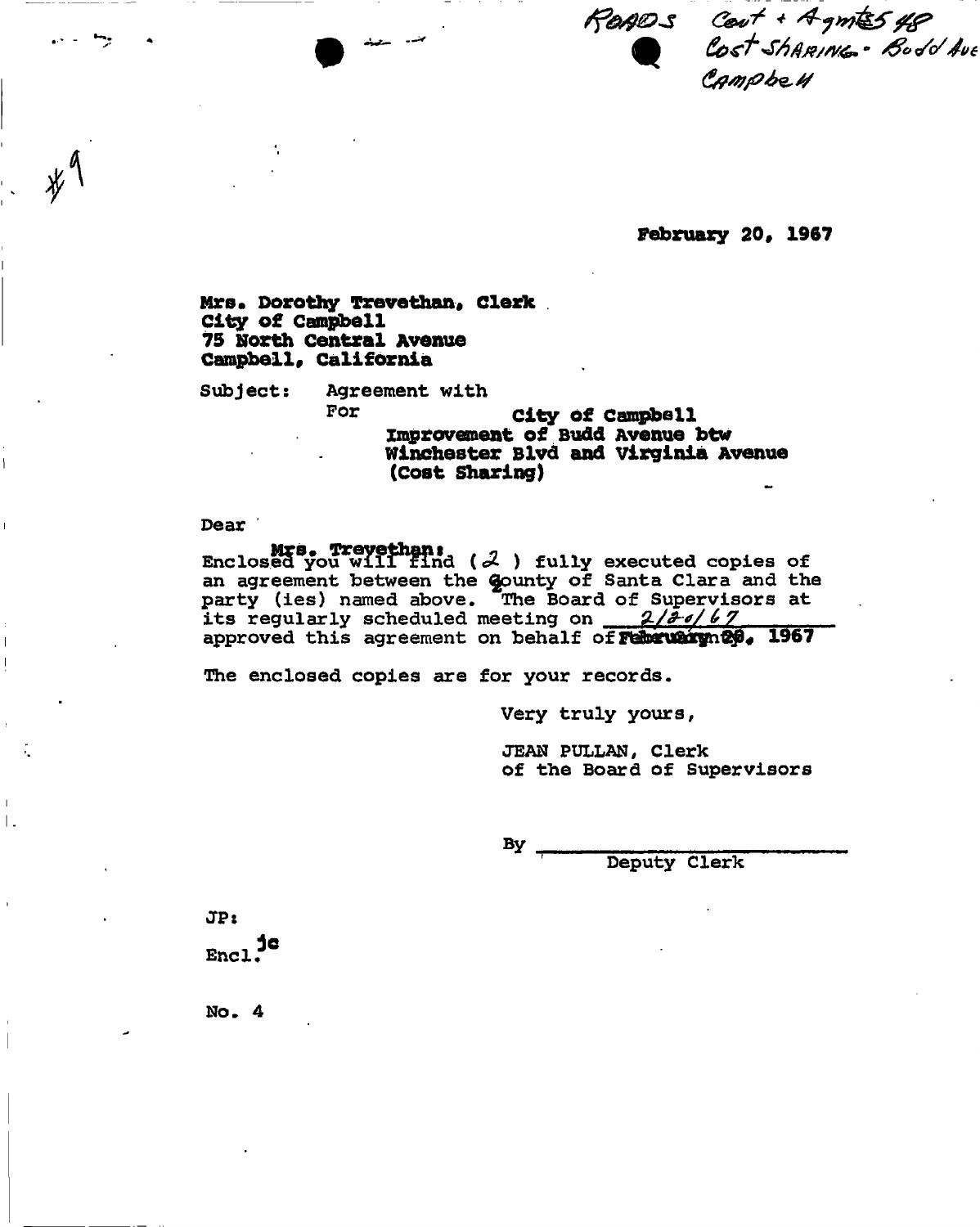ROADS Cont + Agmts 548
Cost Sharing - Budd Ave
Campbell

#9

February 20, 1967

Mrs. Dorothy Trevethan, Clerk
City of Campbell
75 North Central Avenue
Campbell, California

Subject: Agreement with
For City of Campbell
Improvement of Budd Avenue btw
Winchester Blvd and Virginia Avenue
(Cost Sharing)

Dear Mrs. Trevethan:

Enclosed you will find ( 2 ) fully executed copies of an agreement between the County of Santa Clara and the party (ies) named above. The Board of Supervisors at its regularly scheduled meeting on 2/20/67 approved this agreement on behalf of February 20, 1967

The enclosed copies are for your records.

Very truly yours,

JEAN PULLAN, Clerk
of the Board of Supervisors

By ____________________
Deputy Clerk

JP:jc
Encl.

No. 4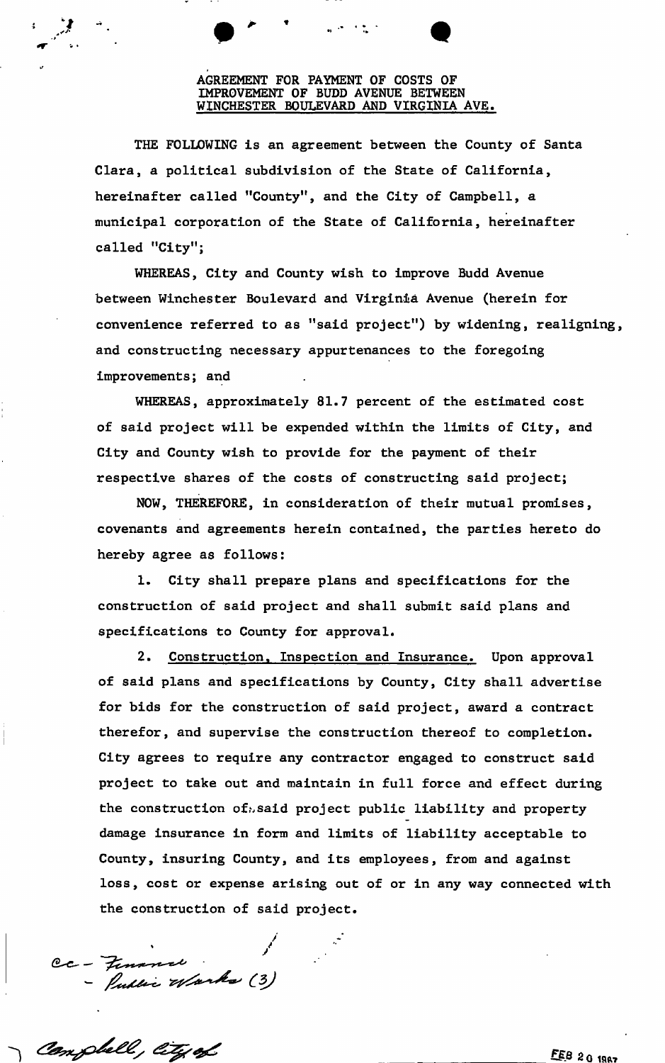AGREEMENT FOR PAYMENT OF COSTS OF IMPROVEMENT OF BUDD AVENUE BETWEEN WINCHESTER BOULEVARD AND VIRGINIA AVE.

THE FOLLOWING is an agreement between the County of Santa Clara, a political subdivision of the State of California, hereinafter called "County", and the City of Campbell, a municipal corporation of the State of California, hereinafter called "City";

WHEREAS, City and County wish to improve Budd Avenue between Winchester Boulevard and Virginia Avenue (herein for convenience referred to as "said project") by widening, realigning, and constructing necessary appurtenances to the foregoing improvements; and

WHEREAS, approximately 81.7 percent of the estimated cost of said project will be expended within the limits of City, and City and County wish to provide for the payment of their respective shares of the costs of constructing said project;

NOW, THEREFORE, in consideration of their mutual promises, covenants and agreements herein contained, the parties hereto do hereby agree as follows:

1. City shall prepare plans and specifications for the construction of said project and shall submit said plans and specifications to County for approval.

2. Construction, Inspection and Insurance. Upon approval of said plans and specifications by County, City shall advertise for bids for the construction of said project, award a contract therefor, and supervise the construction thereof to completion. City agrees to require any contractor engaged to construct said project to take out and maintain in full force and effect during the construction of said project public liability and property damage insurance in form and limits of liability acceptable to County, insuring County, and its employees, from and against loss, cost or expense arising out of or in any way connected with the construction of said project.

cc - Finance
- Public Works (3)

Campbell, City of

FEB 20 1967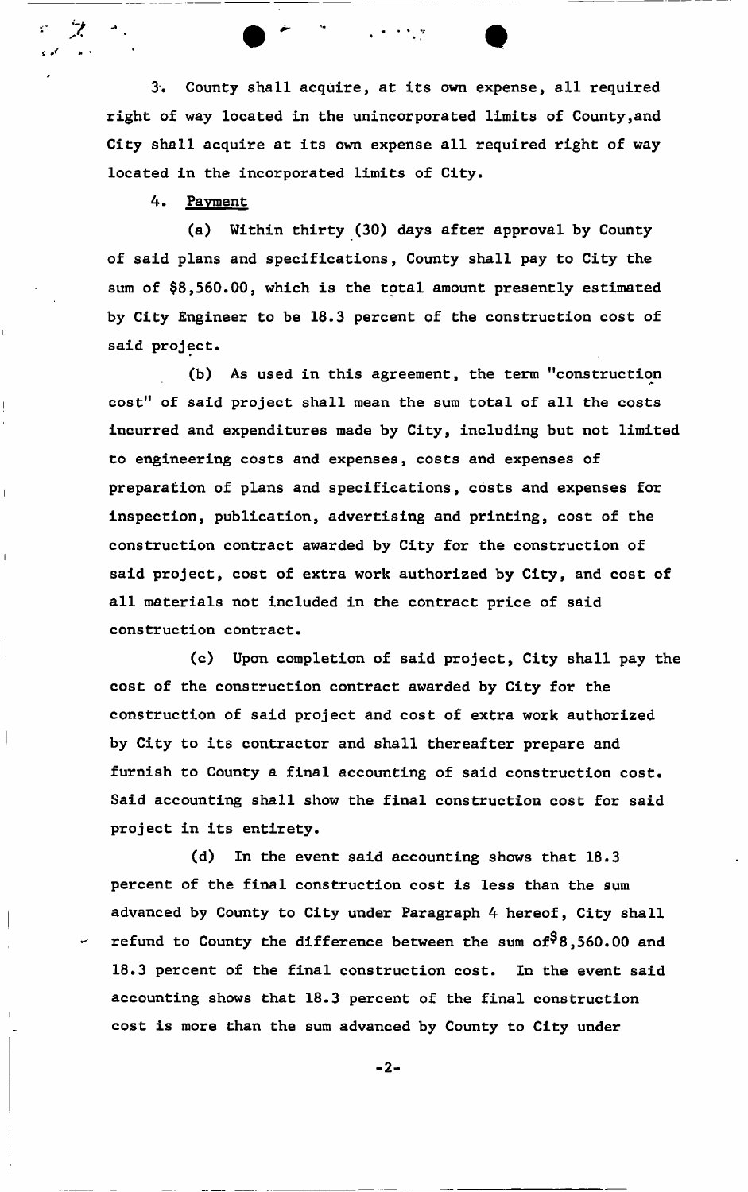3. County shall acquire, at its own expense, all required right of way located in the unincorporated limits of County,and City shall acquire at its own expense all required right of way located in the incorporated limits of City.

4. Payment

(a) Within thirty (30) days after approval by County of said plans and specifications, County shall pay to City the sum of $8,560.00, which is the total amount presently estimated by City Engineer to be 18.3 percent of the construction cost of said project.

(b) As used in this agreement, the term "construction cost" of said project shall mean the sum total of all the costs incurred and expenditures made by City, including but not limited to engineering costs and expenses, costs and expenses of preparation of plans and specifications, costs and expenses for inspection, publication, advertising and printing, cost of the construction contract awarded by City for the construction of said project, cost of extra work authorized by City, and cost of all materials not included in the contract price of said construction contract.

(c) Upon completion of said project, City shall pay the cost of the construction contract awarded by City for the construction of said project and cost of extra work authorized by City to its contractor and shall thereafter prepare and furnish to County a final accounting of said construction cost. Said accounting shall show the final construction cost for said project in its entirety.

(d) In the event said accounting shows that 18.3 percent of the final construction cost is less than the sum advanced by County to City under Paragraph 4 hereof, City shall refund to County the difference between the sum of $8,560.00 and 18.3 percent of the final construction cost. In the event said accounting shows that 18.3 percent of the final construction cost is more than the sum advanced by County to City under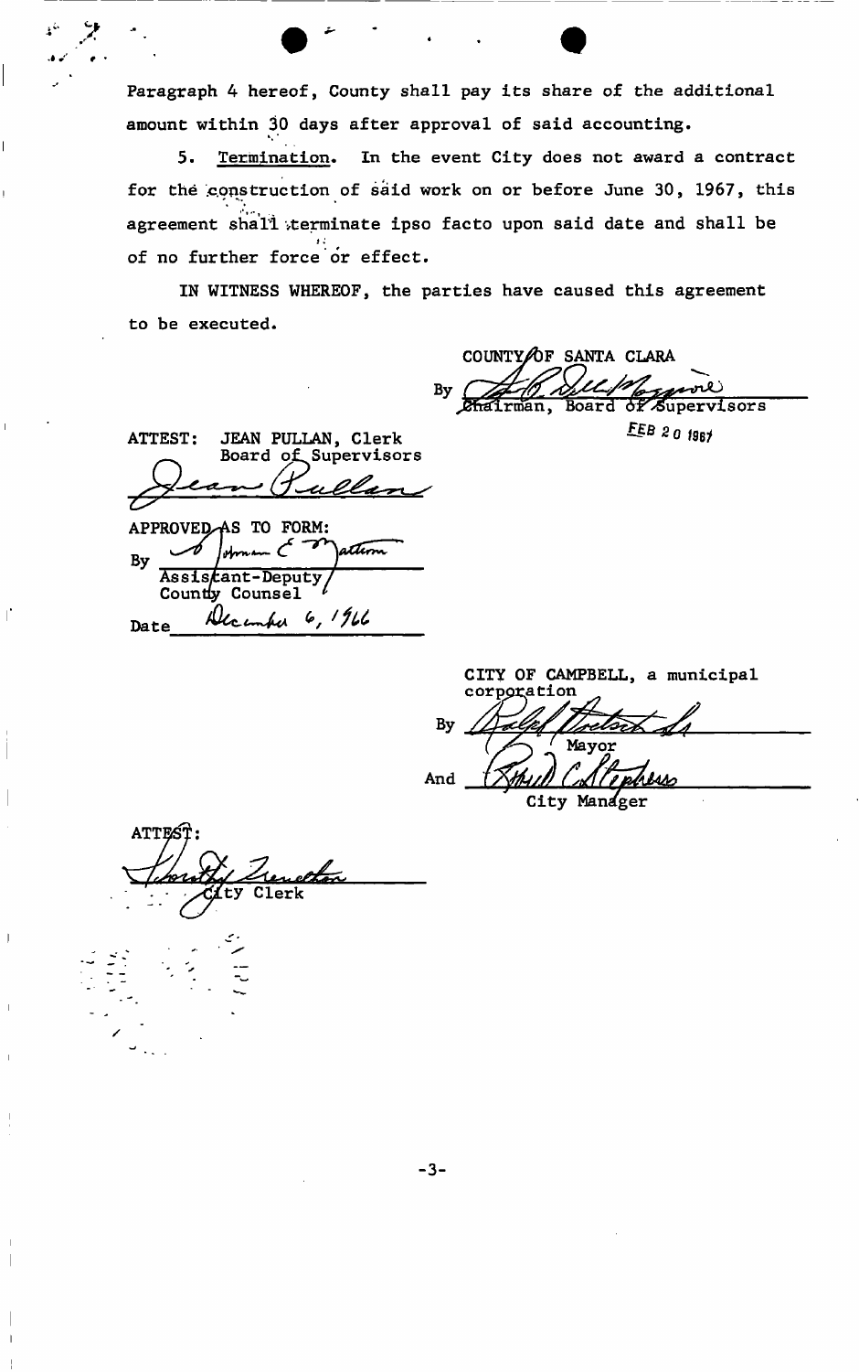Paragraph 4 hereof, County shall pay its share of the additional amount within 30 days after approval of said accounting.

5. Termination. In the event City does not award a contract for the construction of said work on or before June 30, 1967, this agreement shall terminate ipso facto upon said date and shall be of no further force or effect.

IN WITNESS WHEREOF, the parties have caused this agreement to be executed.

COUNTY OF SANTA CLARA

By ______________________________
Chairman, Board of Supervisors

FEB 20 1967

ATTEST: JEAN PULLAN, Clerk
Board of Supervisors

______________________________

APPROVED AS TO FORM:

By ______________________________
Assistant-Deputy County Counsel

Date December 6, 1966

CITY OF CAMPBELL, a municipal corporation

By ______________________________
Mayor

And ______________________________
City Manager

ATTEST:

______________________________
City Clerk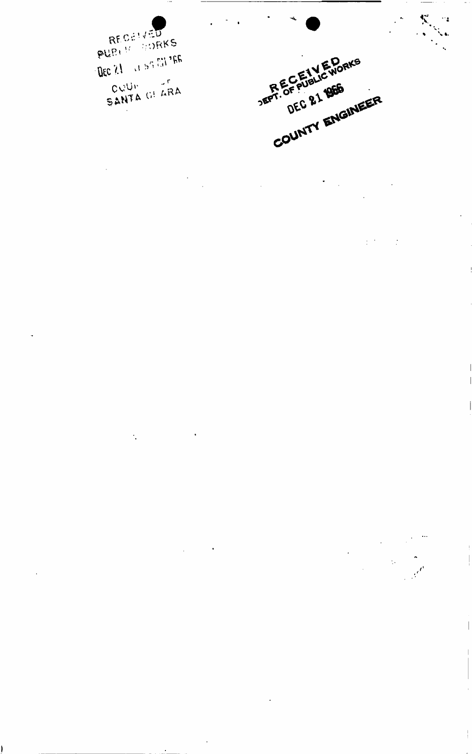RECEIVED
PUBLIC WORKS
DEC 21 11 59 AM '66
COUNTY OF
SANTA CLARA

RECEIVED
DEPT. OF PUBLIC WORKS
DEC 21 1966
COUNTY ENGINEER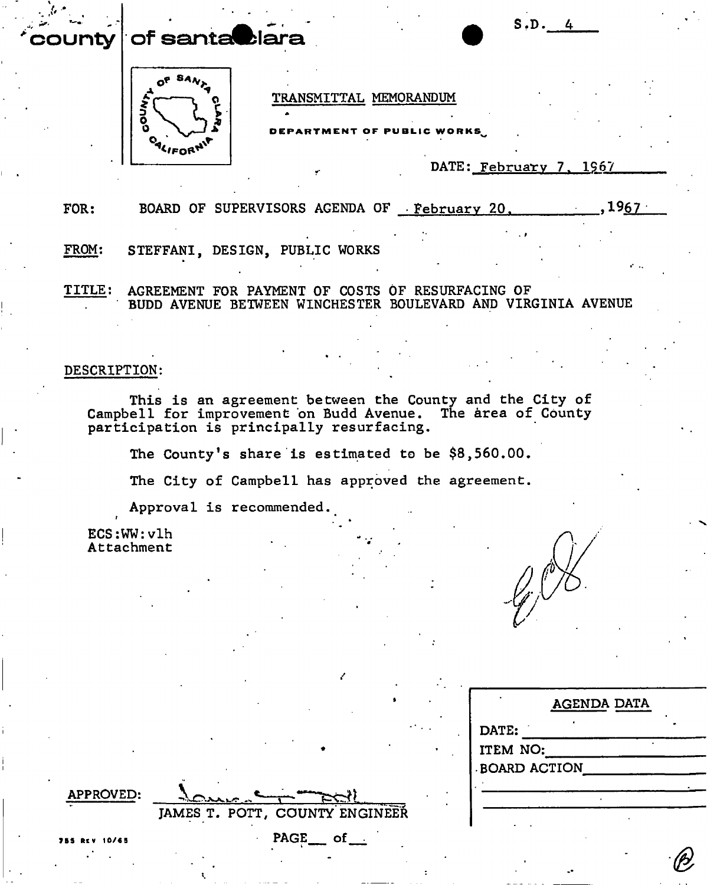county | of santa clara

S.D. 4

TRANSMITTAL MEMORANDUM

DEPARTMENT OF PUBLIC WORKS

DATE: February 7, 1967

FOR: BOARD OF SUPERVISORS AGENDA OF February 20, 1967

FROM: STEFFANI, DESIGN, PUBLIC WORKS

TITLE: AGREEMENT FOR PAYMENT OF COSTS OF RESURFACING OF BUDD AVENUE BETWEEN WINCHESTER BOULEVARD AND VIRGINIA AVENUE

DESCRIPTION:

This is an agreement between the County and the City of Campbell for improvement on Budd Avenue. The area of County participation is principally resurfacing.

The County's share is estimated to be $8,560.00.

The City of Campbell has approved the agreement.

Approval is recommended.

ECS:WW:vlh
Attachment

| AGENDA DATA |
| --- |
| DATE: |
| ITEM NO: |
| BOARD ACTION |

APPROVED: JAMES T. POTT, COUNTY ENGINEER

755 REV 10/65

PAGE __ of __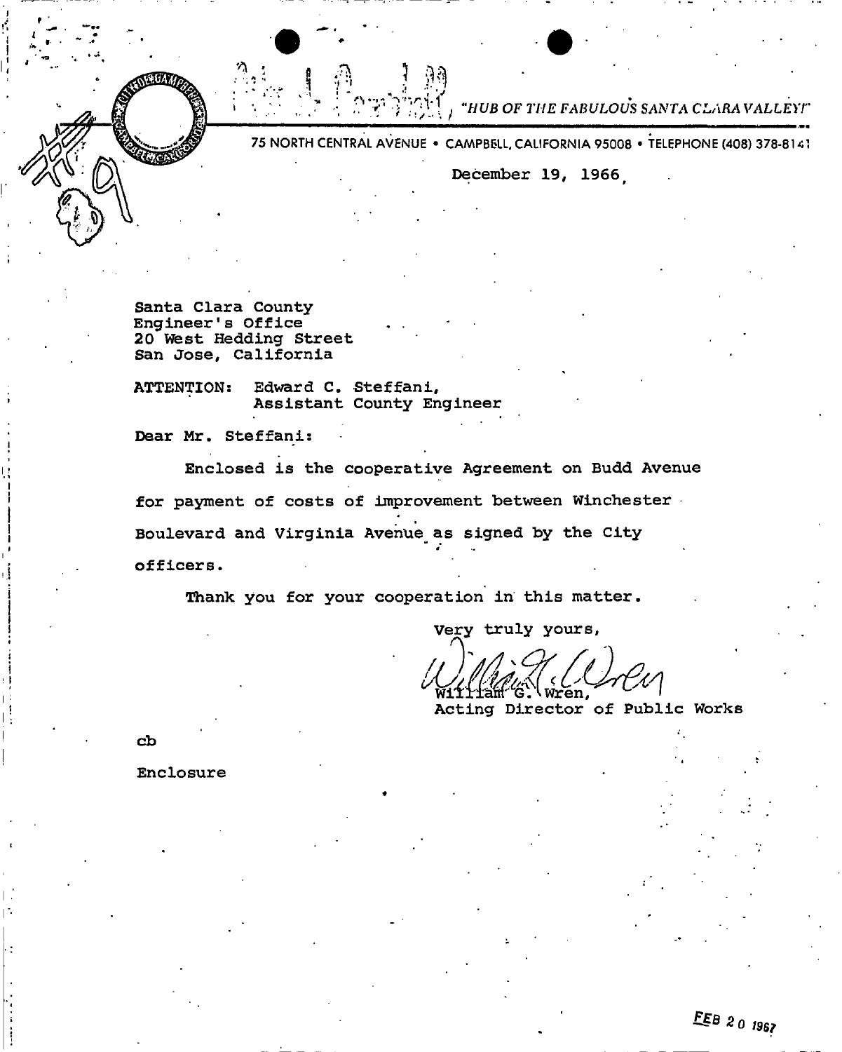*"HUB OF THE FABULOUS SANTA CLARA VALLEY!"*

75 NORTH CENTRAL AVENUE • CAMPBELL, CALIFORNIA 95008 • TELEPHONE (408) 378-8141

December 19, 1966

Santa Clara County
Engineer's Office
20 West Hedding Street
San Jose, California

ATTENTION: Edward C. Steffani,
Assistant County Engineer

Dear Mr. Steffani:

Enclosed is the cooperative Agreement on Budd Avenue for payment of costs of improvement between Winchester Boulevard and Virginia Avenue as signed by the City officers.

Thank you for your cooperation in this matter.

Very truly yours,

William G. Wren,
Acting Director of Public Works

cb

Enclosure

FEB 20 1967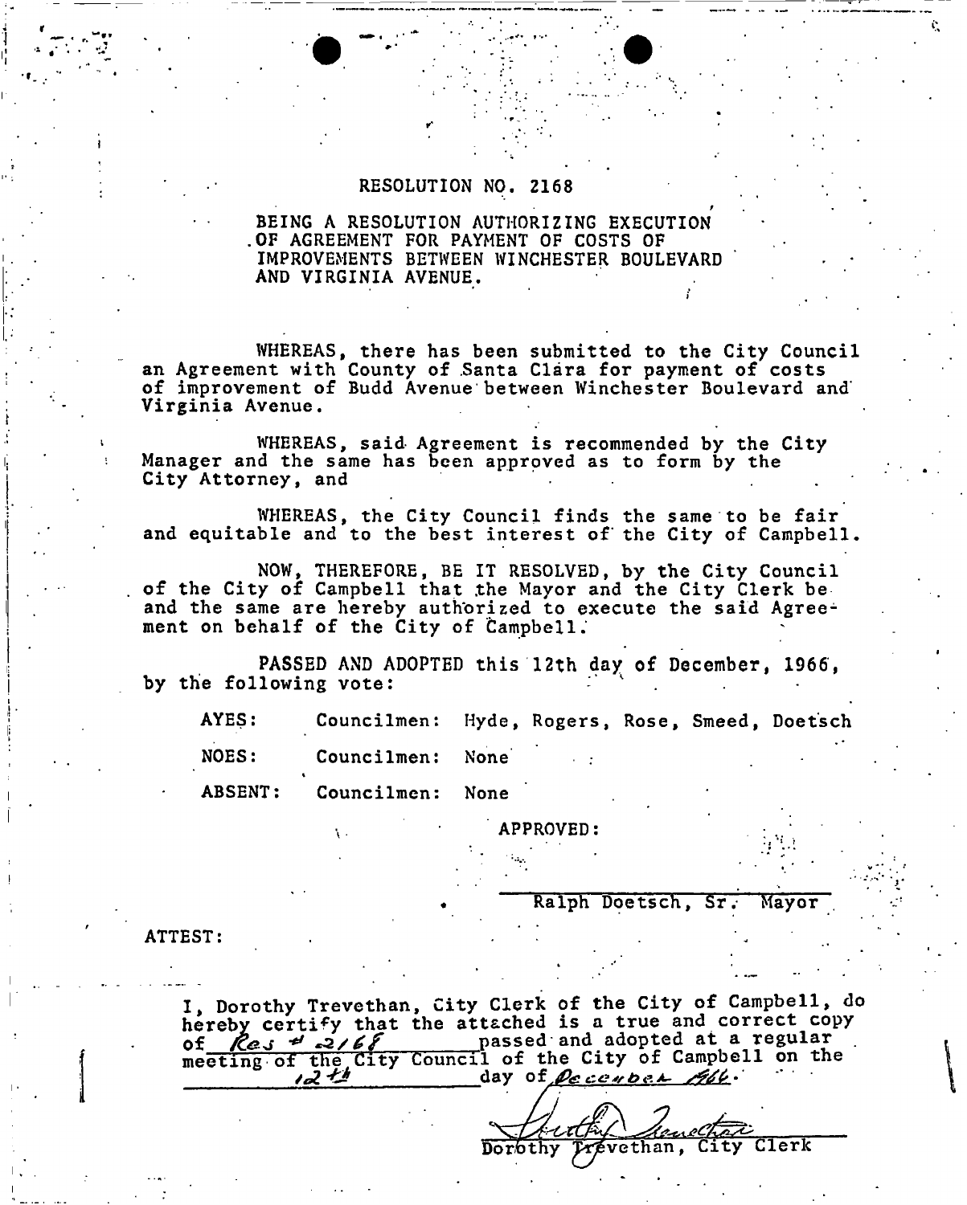# RESOLUTION NO. 2168

**BEING A RESOLUTION AUTHORIZING EXECUTION OF AGREEMENT FOR PAYMENT OF COSTS OF IMPROVEMENTS BETWEEN WINCHESTER BOULEVARD AND VIRGINIA AVENUE.**

WHEREAS, there has been submitted to the City Council an Agreement with County of Santa Clara for payment of costs of improvement of Budd Avenue between Winchester Boulevard and Virginia Avenue.

WHEREAS, said Agreement is recommended by the City Manager and the same has been approved as to form by the City Attorney, and

WHEREAS, the City Council finds the same to be fair and equitable and to the best interest of the City of Campbell.

NOW, THEREFORE, BE IT RESOLVED, by the City Council of the City of Campbell that the Mayor and the City Clerk be and the same are hereby authorized to execute the said Agreement on behalf of the City of Campbell.

PASSED AND ADOPTED this 12th day of December, 1966, by the following vote:

| | | |
|---|---|---|
| AYES: | Councilmen: | Hyde, Rogers, Rose, Smeed, Doetsch |
| NOES: | Councilmen: | None |
| ABSENT: | Councilmen: | None |

APPROVED:

Ralph Doetsch, Sr. Mayor

ATTEST:

I, Dorothy Trevethan, City Clerk of the City of Campbell, do hereby certify that the attached is a true and correct copy of *Res # 2168* passed and adopted at a regular meeting of the City Council of the City of Campbell on the *12th* day of *December 1966*.

Dorothy Trevethan, City Clerk